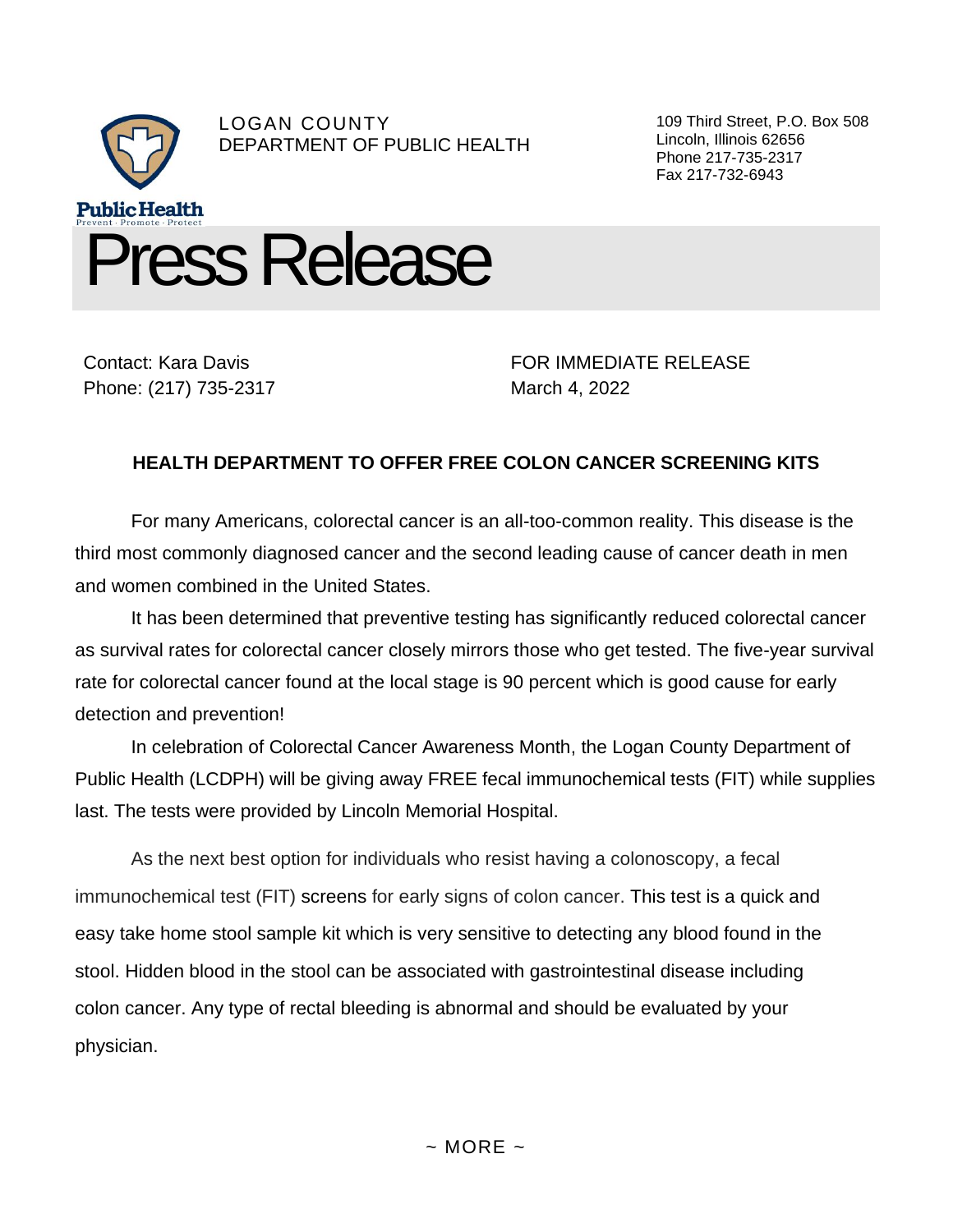LOGAN COUNTY
DEPARTMENT OF PUBLIC HEALTH

109 Third Street, P.O. Box 508
Lincoln, Illinois 62656
Phone 217-735-2317
Fax 217-732-6943

Public Health
Prevent · Promote · Protect

# Press Release

Contact: Kara Davis
Phone: (217) 735-2317

FOR IMMEDIATE RELEASE
March 4, 2022

**HEALTH DEPARTMENT TO OFFER FREE COLON CANCER SCREENING KITS**

For many Americans, colorectal cancer is an all-too-common reality. This disease is the third most commonly diagnosed cancer and the second leading cause of cancer death in men and women combined in the United States.

It has been determined that preventive testing has significantly reduced colorectal cancer as survival rates for colorectal cancer closely mirrors those who get tested. The five-year survival rate for colorectal cancer found at the local stage is 90 percent which is good cause for early detection and prevention!

In celebration of Colorectal Cancer Awareness Month, the Logan County Department of Public Health (LCDPH) will be giving away FREE fecal immunochemical tests (FIT) while supplies last. The tests were provided by Lincoln Memorial Hospital.

As the next best option for individuals who resist having a colonoscopy, a fecal immunochemical test (FIT) screens for early signs of colon cancer. This test is a quick and easy take home stool sample kit which is very sensitive to detecting any blood found in the stool. Hidden blood in the stool can be associated with gastrointestinal disease including colon cancer. Any type of rectal bleeding is abnormal and should be evaluated by your physician.

~ MORE ~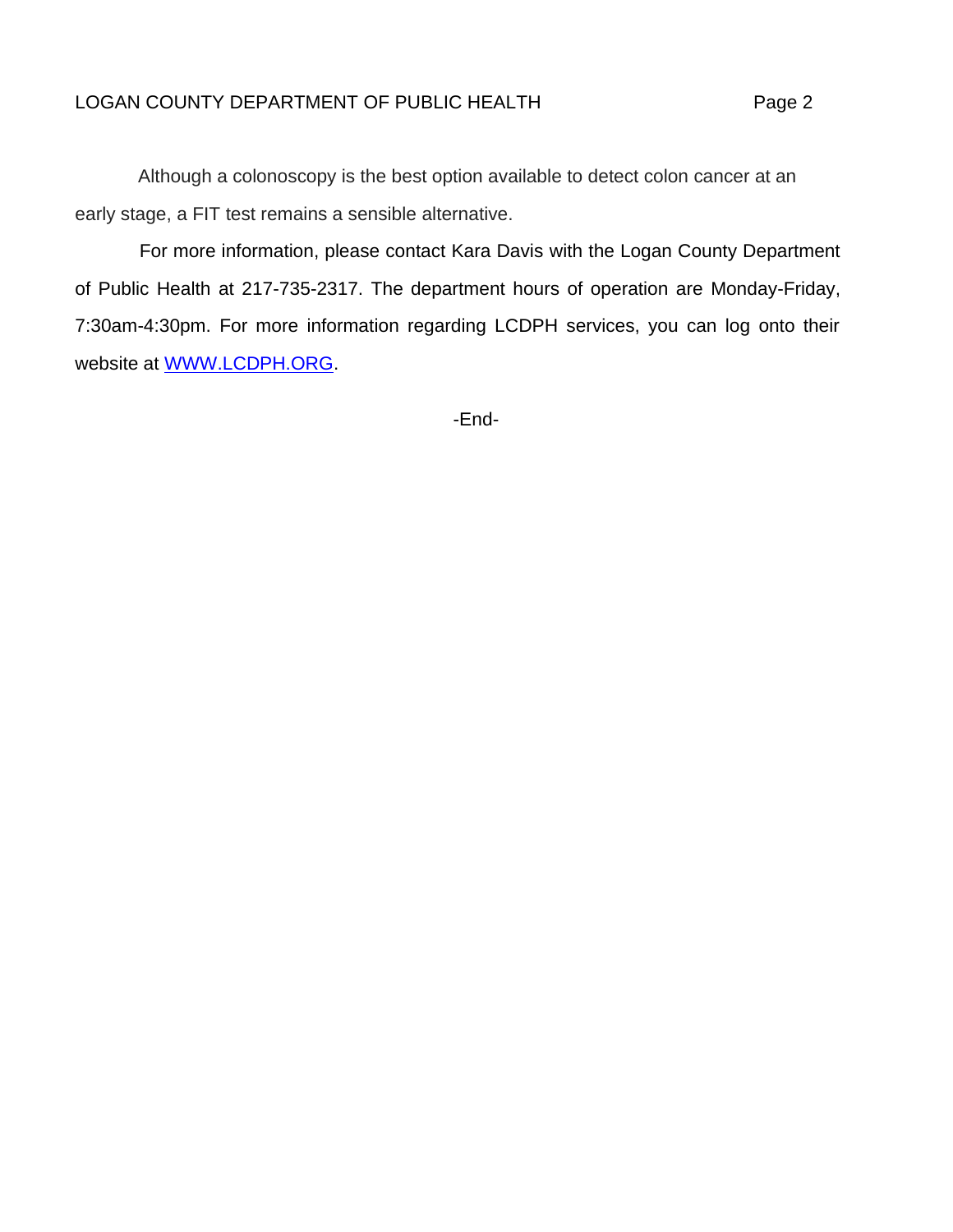Although a colonoscopy is the best option available to detect colon cancer at an early stage, a FIT test remains a sensible alternative.

For more information, please contact Kara Davis with the Logan County Department of Public Health at 217-735-2317. The department hours of operation are Monday-Friday, 7:30am-4:30pm. For more information regarding LCDPH services, you can log onto their website at WWW.LCDPH.ORG.

-End-